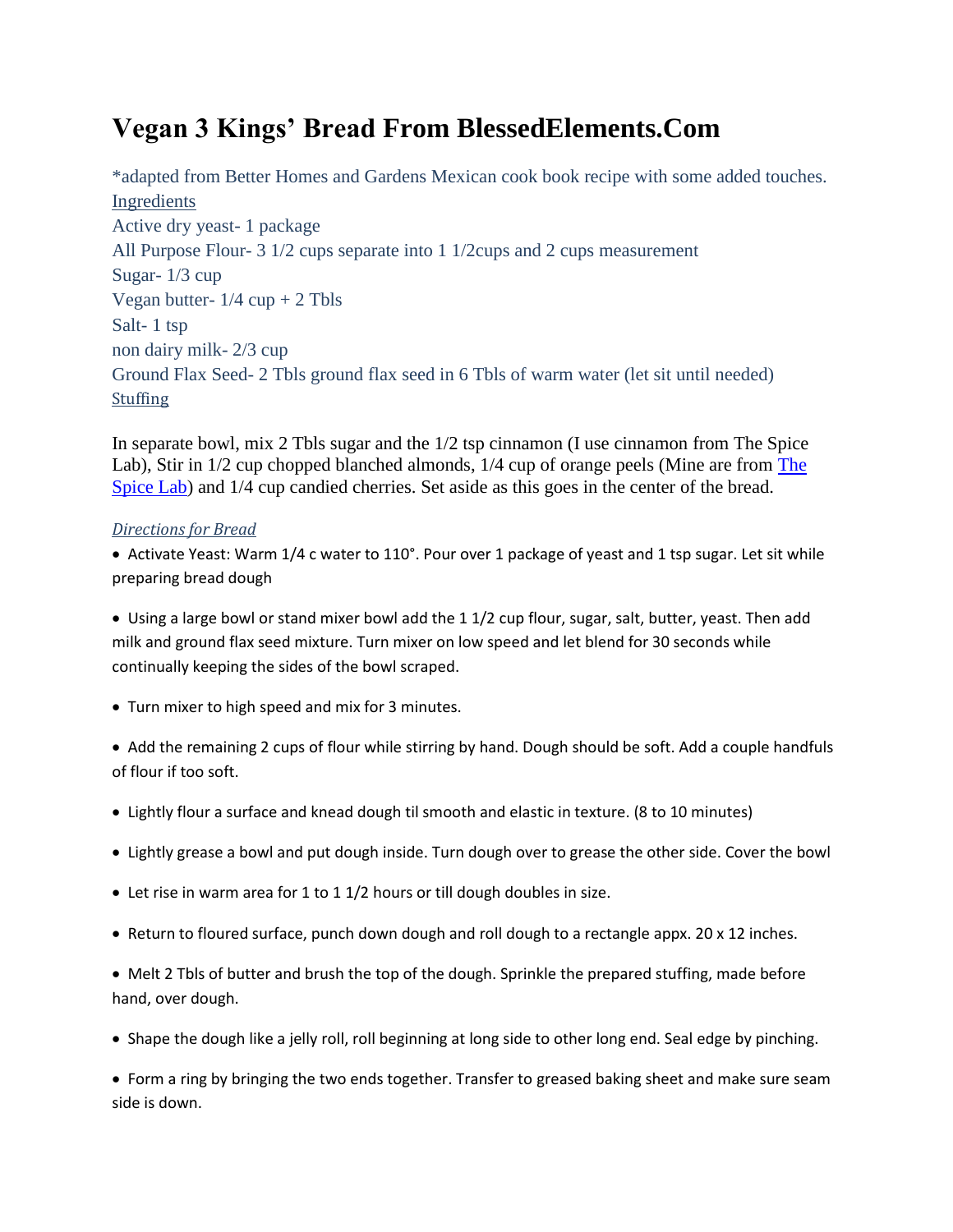# Vegan 3 Kings' Bread From BlessedElements.Com

*adapted from Better Homes and Gardens Mexican cook book recipe with some added touches.

Ingredients

Active dry yeast- 1 package

All Purpose Flour- 3 1/2 cups separate into 1 1/2cups and 2 cups measurement

Sugar- 1/3 cup

Vegan butter- 1/4 cup + 2 Tbls

Salt- 1 tsp

non dairy milk- 2/3 cup

Ground Flax Seed- 2 Tbls ground flax seed in 6 Tbls of warm water (let sit until needed)

Stuffing

In separate bowl, mix 2 Tbls sugar and the 1/2 tsp cinnamon (I use cinnamon from The Spice Lab), Stir in 1/2 cup chopped blanched almonds, 1/4 cup of orange peels (Mine are from The Spice Lab) and 1/4 cup candied cherries. Set aside as this goes in the center of the bread.

*Directions for Bread*

- Activate Yeast: Warm 1/4 c water to 110°. Pour over 1 package of yeast and 1 tsp sugar. Let sit while preparing bread dough
- Using a large bowl or stand mixer bowl add the 1 1/2 cup flour, sugar, salt, butter, yeast. Then add milk and ground flax seed mixture. Turn mixer on low speed and let blend for 30 seconds while continually keeping the sides of the bowl scraped.
- Turn mixer to high speed and mix for 3 minutes.
- Add the remaining 2 cups of flour while stirring by hand. Dough should be soft. Add a couple handfuls of flour if too soft.
- Lightly flour a surface and knead dough til smooth and elastic in texture. (8 to 10 minutes)
- Lightly grease a bowl and put dough inside. Turn dough over to grease the other side. Cover the bowl
- Let rise in warm area for 1 to 1 1/2 hours or till dough doubles in size.
- Return to floured surface, punch down dough and roll dough to a rectangle appx. 20 x 12 inches.
- Melt 2 Tbls of butter and brush the top of the dough. Sprinkle the prepared stuffing, made before hand, over dough.
- Shape the dough like a jelly roll, roll beginning at long side to other long end. Seal edge by pinching.
- Form a ring by bringing the two ends together. Transfer to greased baking sheet and make sure seam side is down.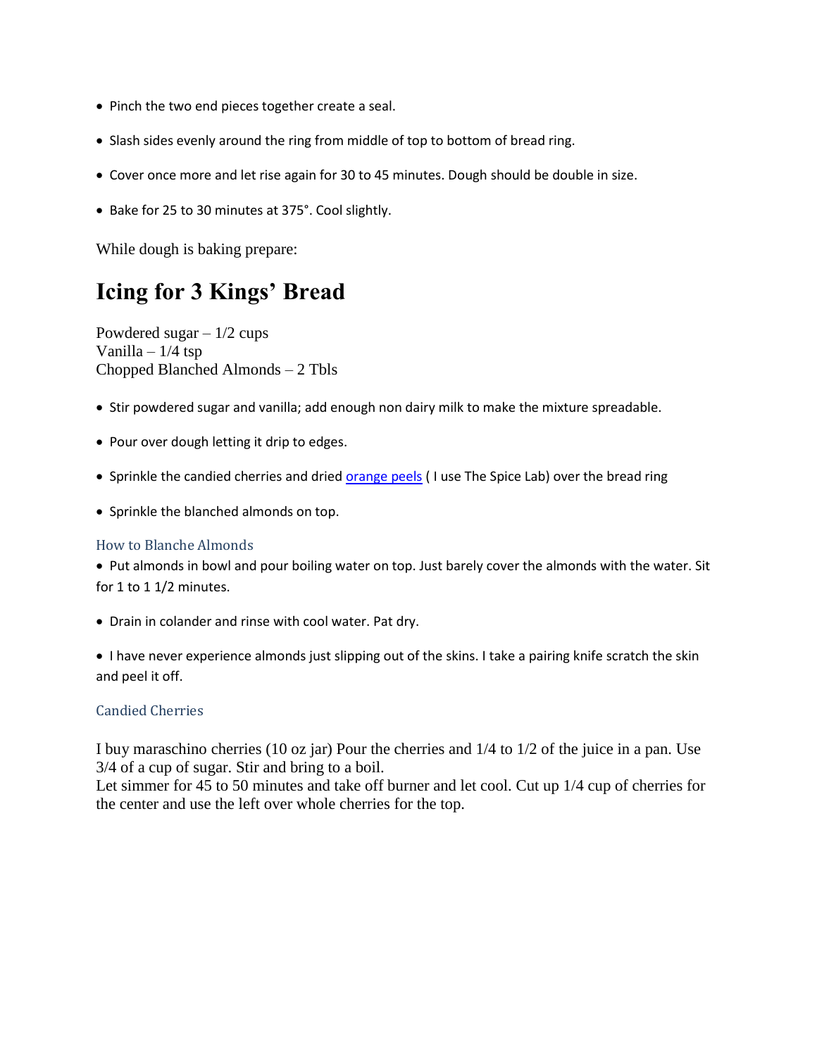- Pinch the two end pieces together create a seal.
- Slash sides evenly around the ring from middle of top to bottom of bread ring.
- Cover once more and let rise again for 30 to 45 minutes. Dough should be double in size.
- Bake for 25 to 30 minutes at 375°. Cool slightly.

While dough is baking prepare:

# Icing for 3 Kings' Bread

Powdered sugar – 1/2 cups
Vanilla – 1/4 tsp
Chopped Blanched Almonds – 2 Tbls

- Stir powdered sugar and vanilla; add enough non dairy milk to make the mixture spreadable.
- Pour over dough letting it drip to edges.
- Sprinkle the candied cherries and dried orange peels ( I use The Spice Lab) over the bread ring
- Sprinkle the blanched almonds on top.

### How to Blanche Almonds

- Put almonds in bowl and pour boiling water on top. Just barely cover the almonds with the water. Sit for 1 to 1 1/2 minutes.
- Drain in colander and rinse with cool water. Pat dry.
- I have never experience almonds just slipping out of the skins. I take a pairing knife scratch the skin and peel it off.

### Candied Cherries

I buy maraschino cherries (10 oz jar) Pour the cherries and 1/4 to 1/2 of the juice in a pan. Use 3/4 of a cup of sugar. Stir and bring to a boil.
Let simmer for 45 to 50 minutes and take off burner and let cool. Cut up 1/4 cup of cherries for the center and use the left over whole cherries for the top.